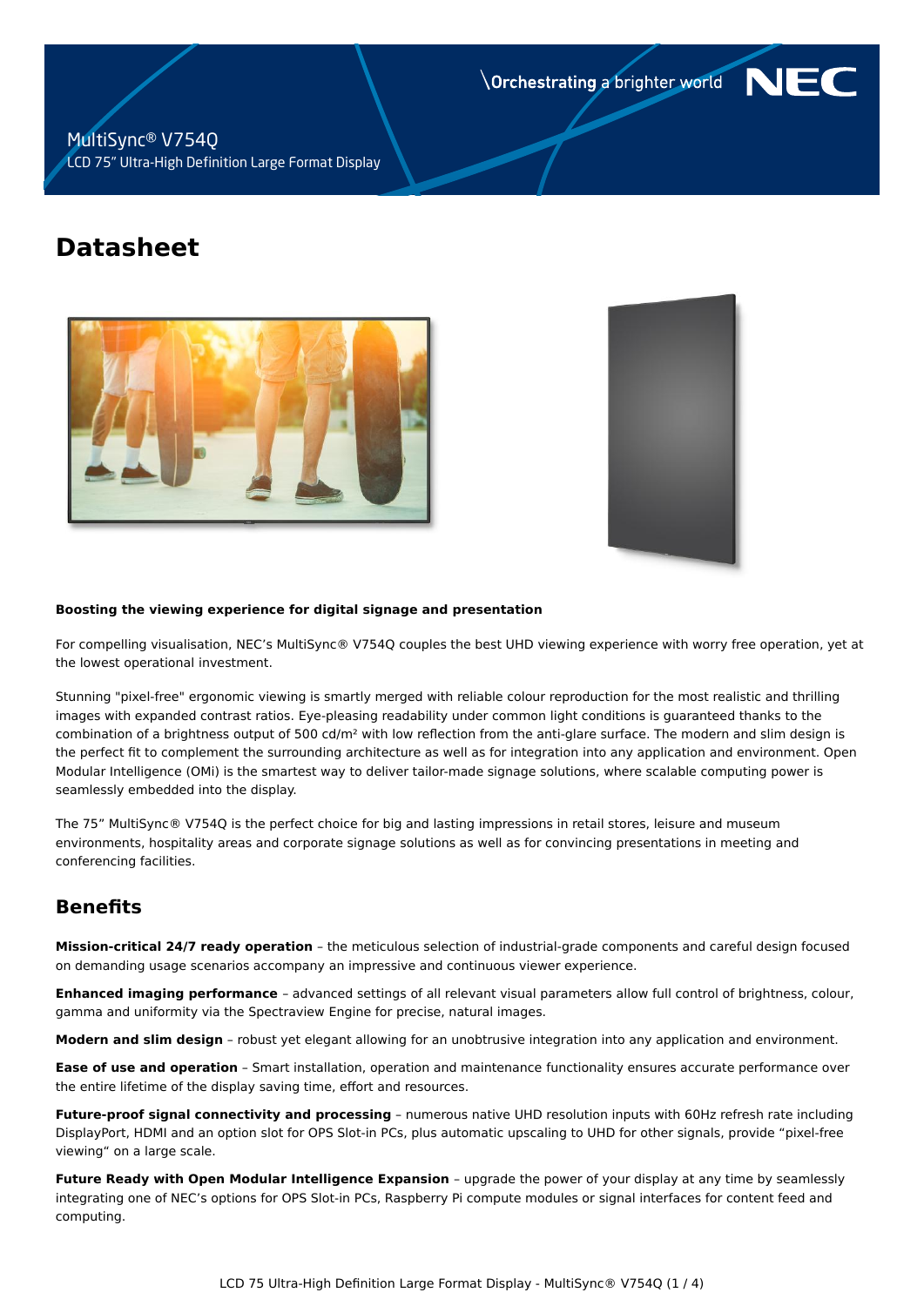MultiSync® V754Q

LCD 75" Ultra-High Definition Large Format Display

Orchestrating a brighter world

# Datasheet

**Boosting the viewing experience for digital signage and presentation**

For compelling visualisation, NEC's MultiSync® V754Q couples the best UHD viewing experience with worry free operation, yet at the lowest operational investment.

Stunning "pixel-free" ergonomic viewing is smartly merged with reliable colour reproduction for the most realistic and thrilling images with expanded contrast ratios. Eye-pleasing readability under common light conditions is guaranteed thanks to the combination of a brightness output of 500 cd/m² with low reflection from the anti-glare surface. The modern and slim design is the perfect fit to complement the surrounding architecture as well as for integration into any application and environment. Open Modular Intelligence (OMi) is the smartest way to deliver tailor-made signage solutions, where scalable computing power is seamlessly embedded into the display.

The 75" MultiSync® V754Q is the perfect choice for big and lasting impressions in retail stores, leisure and museum environments, hospitality areas and corporate signage solutions as well as for convincing presentations in meeting and conferencing facilities.

## Benefits

**Mission-critical 24/7 ready operation** – the meticulous selection of industrial-grade components and careful design focused on demanding usage scenarios accompany an impressive and continuous viewer experience.

**Enhanced imaging performance** – advanced settings of all relevant visual parameters allow full control of brightness, colour, gamma and uniformity via the Spectraview Engine for precise, natural images.

**Modern and slim design** – robust yet elegant allowing for an unobtrusive integration into any application and environment.

**Ease of use and operation** – Smart installation, operation and maintenance functionality ensures accurate performance over the entire lifetime of the display saving time, effort and resources.

**Future-proof signal connectivity and processing** – numerous native UHD resolution inputs with 60Hz refresh rate including DisplayPort, HDMI and an option slot for OPS Slot-in PCs, plus automatic upscaling to UHD for other signals, provide "pixel-free viewing" on a large scale.

**Future Ready with Open Modular Intelligence Expansion** – upgrade the power of your display at any time by seamlessly integrating one of NEC's options for OPS Slot-in PCs, Raspberry Pi compute modules or signal interfaces for content feed and computing.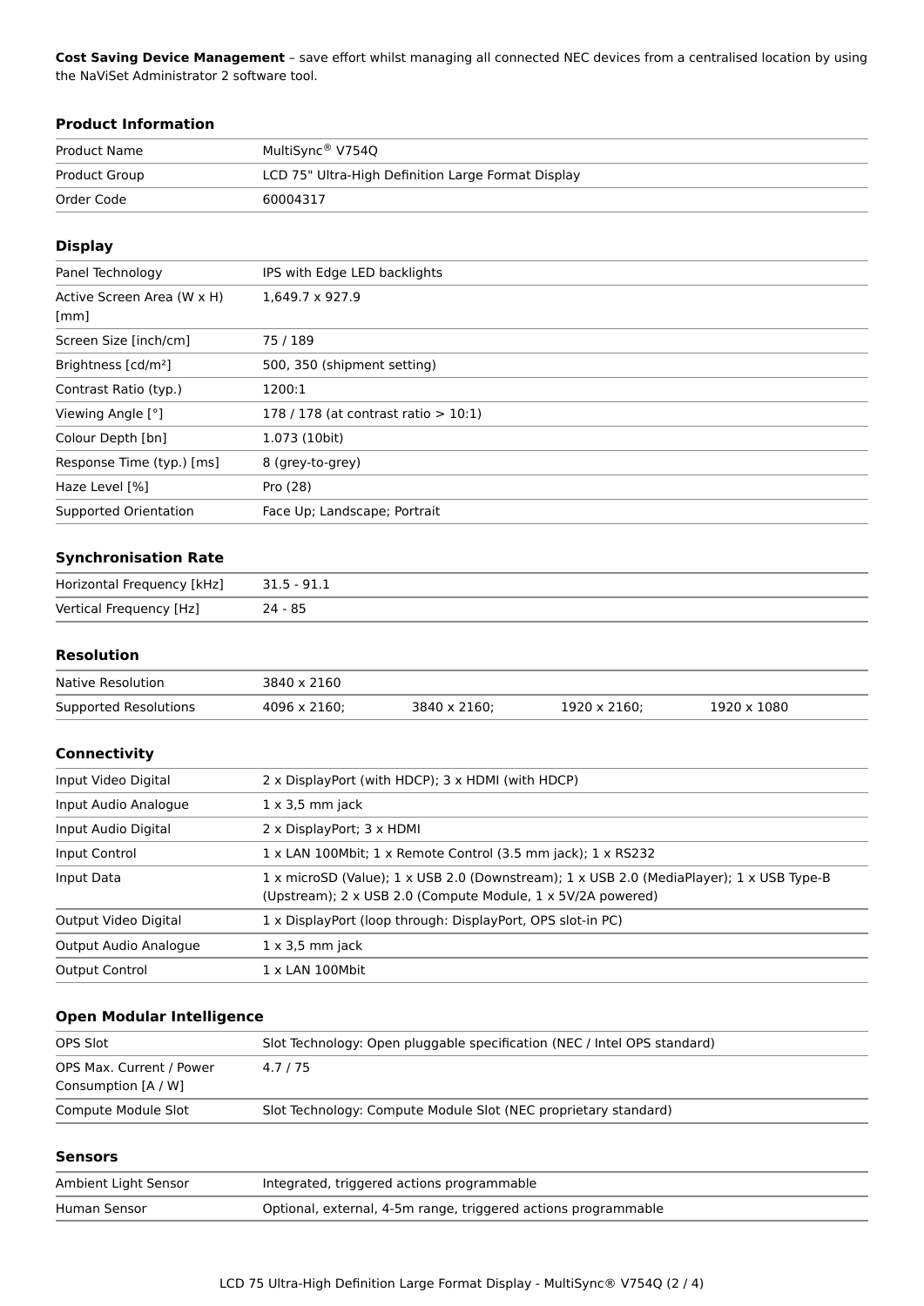**Cost Saving Device Management** – save effort whilst managing all connected NEC devices from a centralised location by using the NaViSet Administrator 2 software tool.

### Product Information

| | |
|---|---|
| Product Name | MultiSync® V754Q |
| Product Group | LCD 75" Ultra-High Definition Large Format Display |
| Order Code | 60004317 |

### Display

| | |
|---|---|
| Panel Technology | IPS with Edge LED backlights |
| Active Screen Area (W x H) [mm] | 1,649.7 x 927.9 |
| Screen Size [inch/cm] | 75 / 189 |
| Brightness [cd/m²] | 500, 350 (shipment setting) |
| Contrast Ratio (typ.) | 1200:1 |
| Viewing Angle [°] | 178 / 178 (at contrast ratio > 10:1) |
| Colour Depth [bn] | 1.073 (10bit) |
| Response Time (typ.) [ms] | 8 (grey-to-grey) |
| Haze Level [%] | Pro (28) |
| Supported Orientation | Face Up; Landscape; Portrait |

### Synchronisation Rate

| | |
|---|---|
| Horizontal Frequency [kHz] | 31.5 - 91.1 |
| Vertical Frequency [Hz] | 24 - 85 |

### Resolution

| | | | | |
|---|---|---|---|---|
| Native Resolution | 3840 x 2160 | | | |
| Supported Resolutions | 4096 x 2160; | 3840 x 2160; | 1920 x 2160; | 1920 x 1080 |

### Connectivity

| | |
|---|---|
| Input Video Digital | 2 x DisplayPort (with HDCP); 3 x HDMI (with HDCP) |
| Input Audio Analogue | 1 x 3,5 mm jack |
| Input Audio Digital | 2 x DisplayPort; 3 x HDMI |
| Input Control | 1 x LAN 100Mbit; 1 x Remote Control (3.5 mm jack); 1 x RS232 |
| Input Data | 1 x microSD (Value); 1 x USB 2.0 (Downstream); 1 x USB 2.0 (MediaPlayer); 1 x USB Type-B (Upstream); 2 x USB 2.0 (Compute Module, 1 x 5V/2A powered) |
| Output Video Digital | 1 x DisplayPort (loop through: DisplayPort, OPS slot-in PC) |
| Output Audio Analogue | 1 x 3,5 mm jack |
| Output Control | 1 x LAN 100Mbit |

### Open Modular Intelligence

| | |
|---|---|
| OPS Slot | Slot Technology: Open pluggable specification (NEC / Intel OPS standard) |
| OPS Max. Current / Power Consumption [A / W] | 4.7 / 75 |
| Compute Module Slot | Slot Technology: Compute Module Slot (NEC proprietary standard) |

### Sensors

| | |
|---|---|
| Ambient Light Sensor | Integrated, triggered actions programmable |
| Human Sensor | Optional, external, 4-5m range, triggered actions programmable |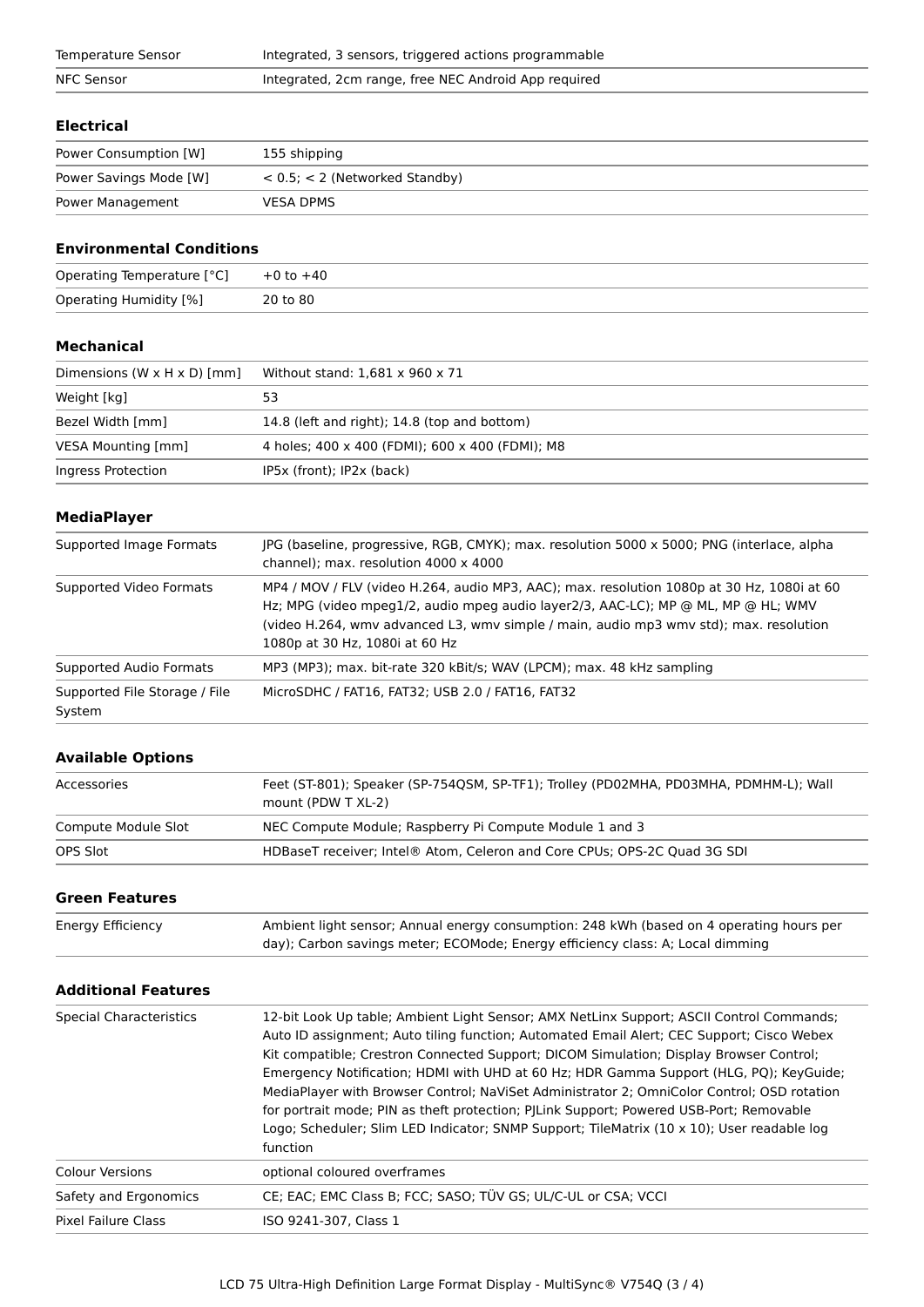| | |
|---|---|
| Temperature Sensor | Integrated, 3 sensors, triggered actions programmable |
| NFC Sensor | Integrated, 2cm range, free NEC Android App required |

### Electrical

| | |
|---|---|
| Power Consumption [W] | 155 shipping |
| Power Savings Mode [W] | < 0.5; < 2 (Networked Standby) |
| Power Management | VESA DPMS |

### Environmental Conditions

| | |
|---|---|
| Operating Temperature [°C] | +0 to +40 |
| Operating Humidity [%] | 20 to 80 |

### Mechanical

| | |
|---|---|
| Dimensions (W x H x D) [mm] | Without stand: 1,681 x 960 x 71 |
| Weight [kg] | 53 |
| Bezel Width [mm] | 14.8 (left and right); 14.8 (top and bottom) |
| VESA Mounting [mm] | 4 holes; 400 x 400 (FDMI); 600 x 400 (FDMI); M8 |
| Ingress Protection | IP5x (front); IP2x (back) |

### MediaPlayer

| | |
|---|---|
| Supported Image Formats | JPG (baseline, progressive, RGB, CMYK); max. resolution 5000 x 5000; PNG (interlace, alpha channel); max. resolution 4000 x 4000 |
| Supported Video Formats | MP4 / MOV / FLV (video H.264, audio MP3, AAC); max. resolution 1080p at 30 Hz, 1080i at 60 Hz; MPG (video mpeg1/2, audio mpeg audio layer2/3, AAC-LC); MP @ ML, MP @ HL; WMV (video H.264, wmv advanced L3, wmv simple / main, audio mp3 wmv std); max. resolution 1080p at 30 Hz, 1080i at 60 Hz |
| Supported Audio Formats | MP3 (MP3); max. bit-rate 320 kBit/s; WAV (LPCM); max. 48 kHz sampling |
| Supported File Storage / File System | MicroSDHC / FAT16, FAT32; USB 2.0 / FAT16, FAT32 |

### Available Options

| | |
|---|---|
| Accessories | Feet (ST-801); Speaker (SP-754QSM, SP-TF1); Trolley (PD02MHA, PD03MHA, PDMHM-L); Wall mount (PDW T XL-2) |
| Compute Module Slot | NEC Compute Module; Raspberry Pi Compute Module 1 and 3 |
| OPS Slot | HDBaseT receiver; Intel® Atom, Celeron and Core CPUs; OPS-2C Quad 3G SDI |

### Green Features

| | |
|---|---|
| Energy Efficiency | Ambient light sensor; Annual energy consumption: 248 kWh (based on 4 operating hours per day); Carbon savings meter; ECOMode; Energy efficiency class: A; Local dimming |

### Additional Features

| | |
|---|---|
| Special Characteristics | 12-bit Look Up table; Ambient Light Sensor; AMX NetLinx Support; ASCII Control Commands; Auto ID assignment; Auto tiling function; Automated Email Alert; CEC Support; Cisco Webex Kit compatible; Crestron Connected Support; DICOM Simulation; Display Browser Control; Emergency Notification; HDMI with UHD at 60 Hz; HDR Gamma Support (HLG, PQ); KeyGuide; MediaPlayer with Browser Control; NaViSet Administrator 2; OmniColor Control; OSD rotation for portrait mode; PIN as theft protection; PJLink Support; Powered USB-Port; Removable Logo; Scheduler; Slim LED Indicator; SNMP Support; TileMatrix (10 x 10); User readable log function |
| Colour Versions | optional coloured overframes |
| Safety and Ergonomics | CE; EAC; EMC Class B; FCC; SASO; TÜV GS; UL/C-UL or CSA; VCCI |
| Pixel Failure Class | ISO 9241-307, Class 1 |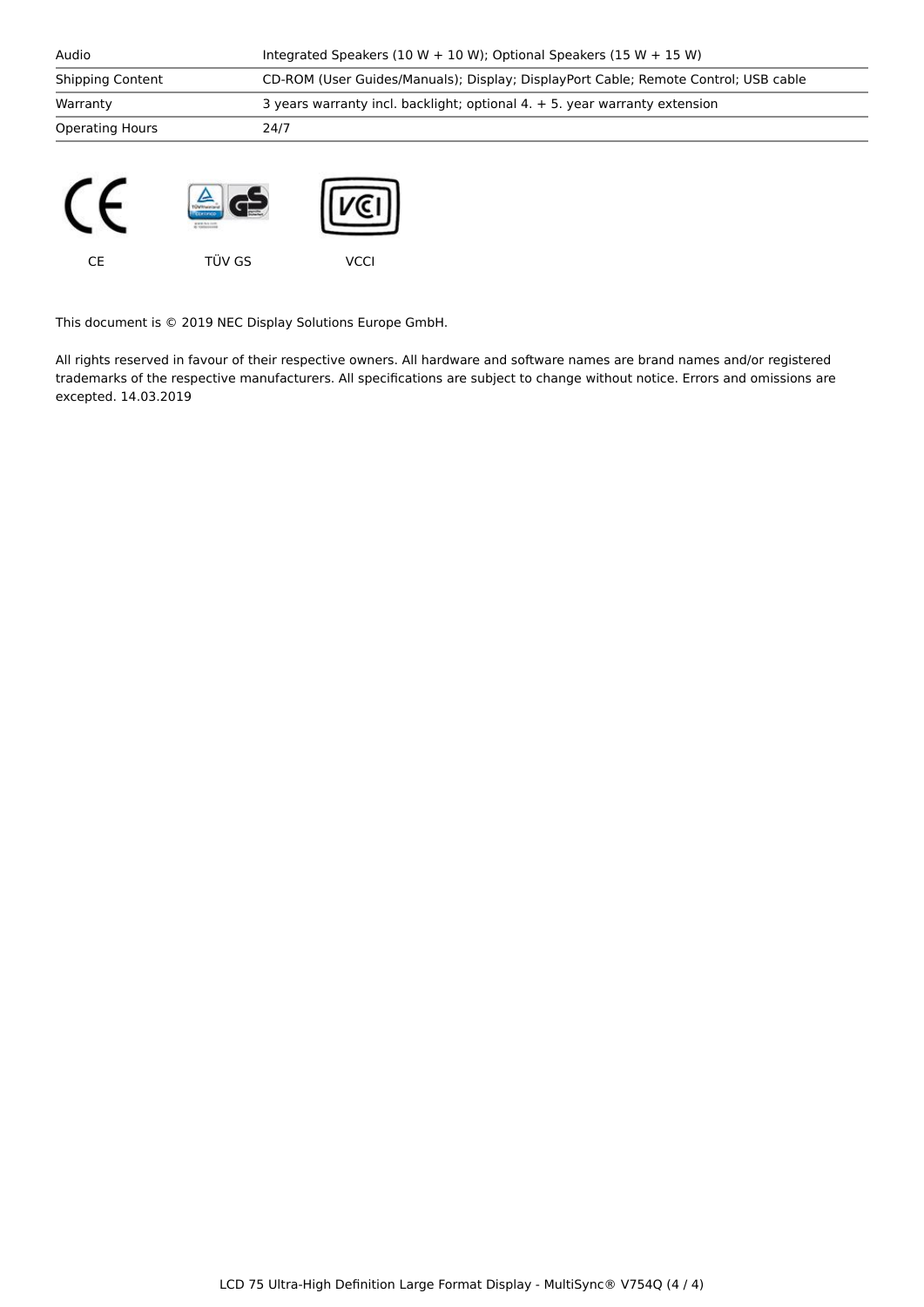| | |
|---|---|
| Audio | Integrated Speakers (10 W + 10 W); Optional Speakers (15 W + 15 W) |
| Shipping Content | CD-ROM (User Guides/Manuals); Display; DisplayPort Cable; Remote Control; USB cable |
| Warranty | 3 years warranty incl. backlight; optional 4. + 5. year warranty extension |
| Operating Hours | 24/7 |

CE　　TÜV GS　　VCCI

This document is © 2019 NEC Display Solutions Europe GmbH.

All rights reserved in favour of their respective owners. All hardware and software names are brand names and/or registered trademarks of the respective manufacturers. All specifications are subject to change without notice. Errors and omissions are excepted. 14.03.2019